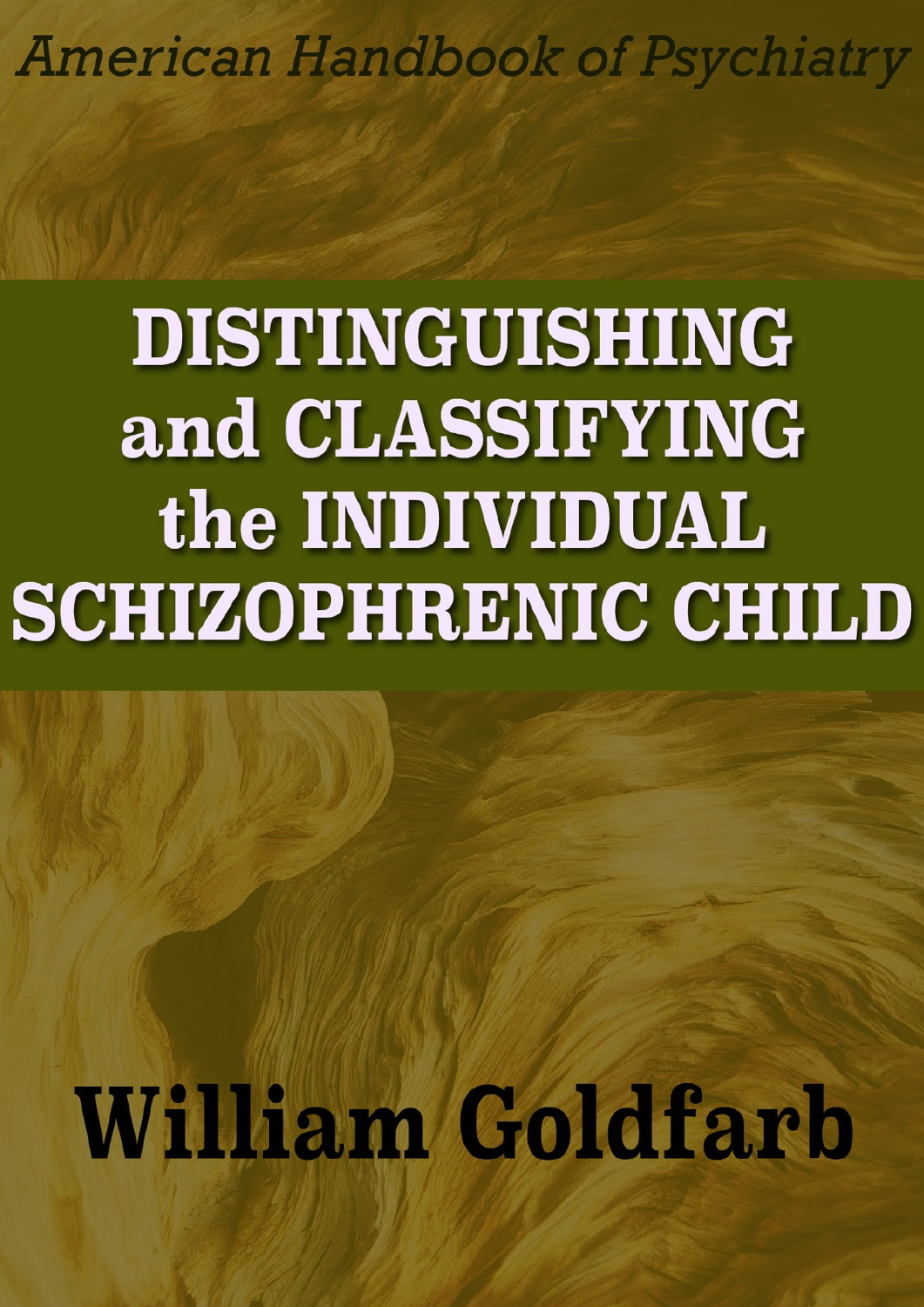American Handbook of Psychiatry

# DISTINGUISHING and CLASSIFYING the INDIVIDUAL SCHIZOPHRENIC CHILD

**William Goldfarb**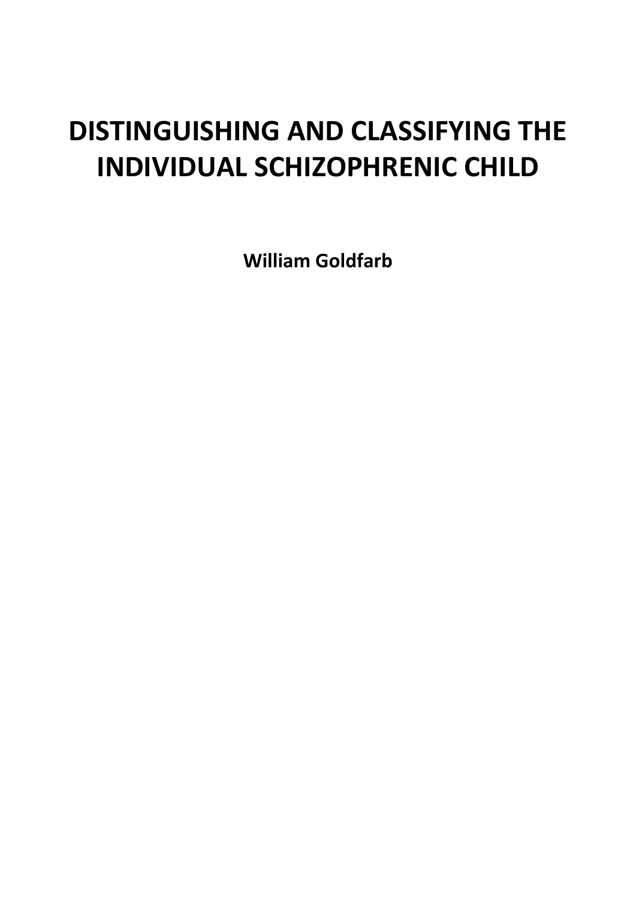# DISTINGUISHING AND CLASSIFYING THE INDIVIDUAL SCHIZOPHRENIC CHILD

**William Goldfarb**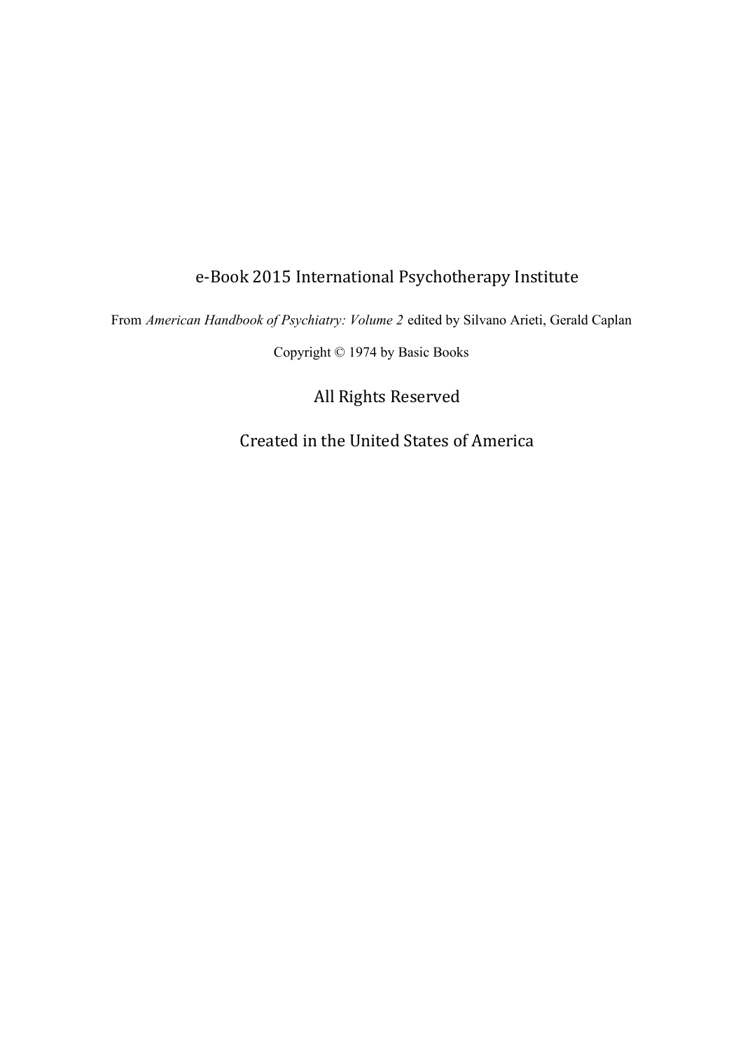e-Book 2015 International Psychotherapy Institute

From *American Handbook of Psychiatry: Volume 2* edited by Silvano Arieti, Gerald Caplan

Copyright © 1974 by Basic Books

All Rights Reserved

Created in the United States of America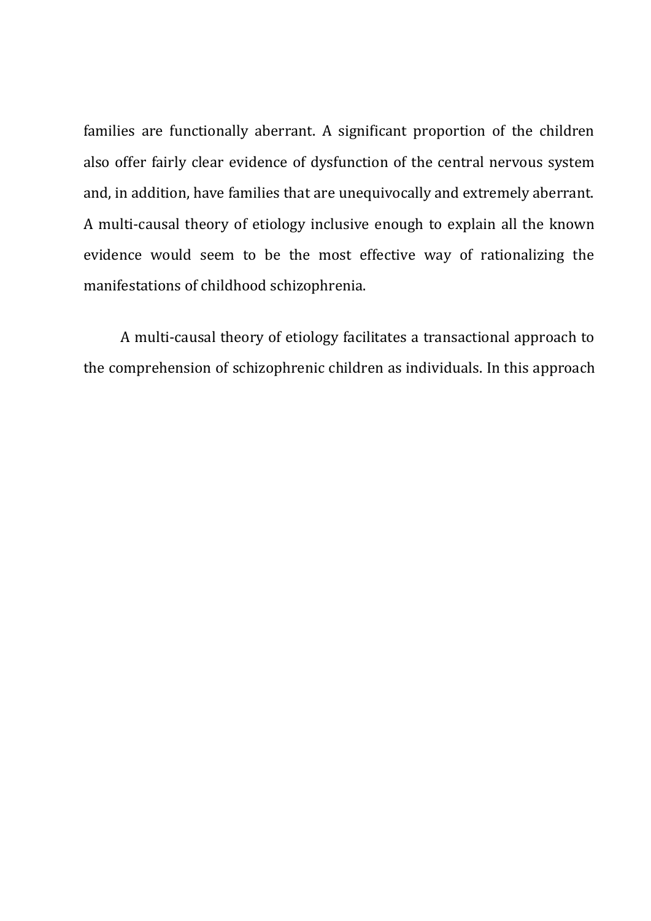families are functionally aberrant. A significant proportion of the children also offer fairly clear evidence of dysfunction of the central nervous system and, in addition, have families that are unequivocally and extremely aberrant. A multi-causal theory of etiology inclusive enough to explain all the known evidence would seem to be the most effective way of rationalizing the manifestations of childhood schizophrenia.

A multi-causal theory of etiology facilitates a transactional approach to the comprehension of schizophrenic children as individuals. In this approach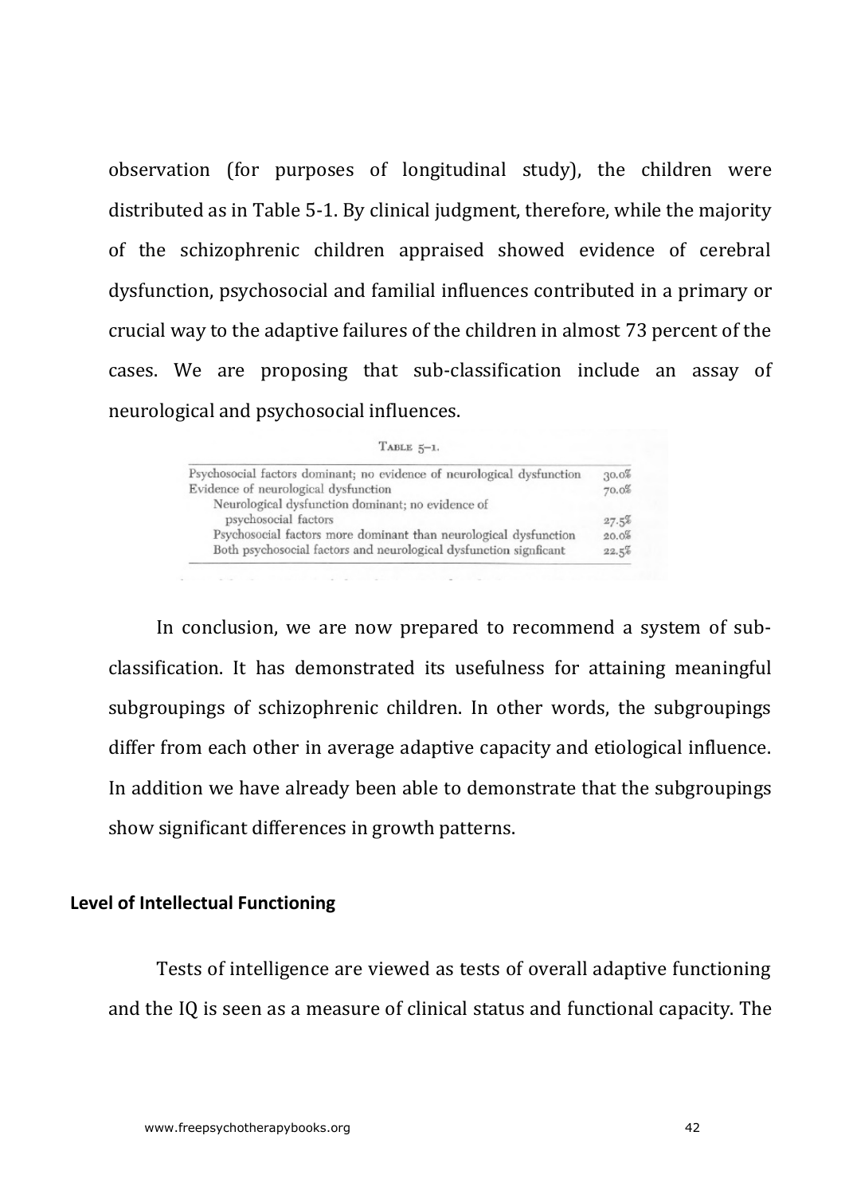observation (for purposes of longitudinal study), the children were distributed as in Table 5-1. By clinical judgment, therefore, while the majority of the schizophrenic children appraised showed evidence of cerebral dysfunction, psychosocial and familial influences contributed in a primary or crucial way to the adaptive failures of the children in almost 73 percent of the cases. We are proposing that sub-classification include an assay of neurological and psychosocial influences.

TABLE 5-1.

| | |
|---|---|
| Psychosocial factors dominant; no evidence of neurological dysfunction | 30.0% |
| Evidence of neurological dysfunction | 70.0% |
| Neurological dysfunction dominant; no evidence of psychosocial factors | 27.5% |
| Psychosocial factors more dominant than neurological dysfunction | 20.0% |
| Both psychosocial factors and neurological dysfunction signficant | 22.5% |

In conclusion, we are now prepared to recommend a system of sub-classification. It has demonstrated its usefulness for attaining meaningful subgroupings of schizophrenic children. In other words, the subgroupings differ from each other in average adaptive capacity and etiological influence. In addition we have already been able to demonstrate that the subgroupings show significant differences in growth patterns.

### Level of Intellectual Functioning

Tests of intelligence are viewed as tests of overall adaptive functioning and the IQ is seen as a measure of clinical status and functional capacity. The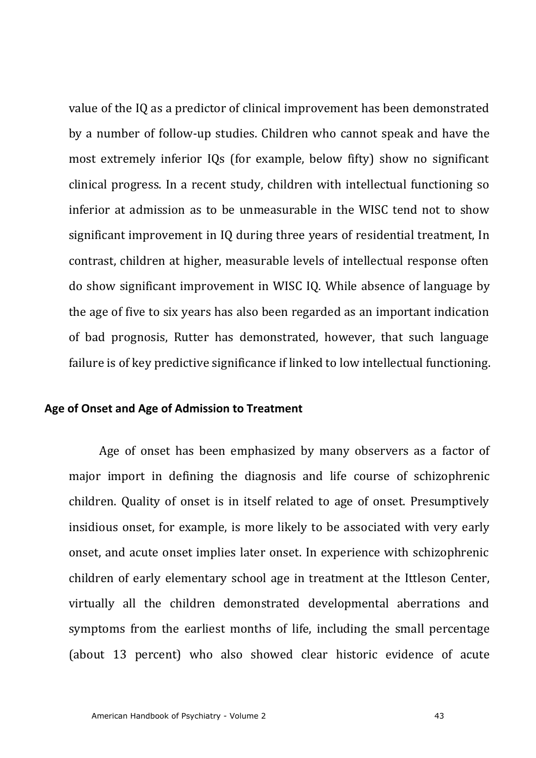value of the IQ as a predictor of clinical improvement has been demonstrated by a number of follow-up studies. Children who cannot speak and have the most extremely inferior IQs (for example, below fifty) show no significant clinical progress. In a recent study, children with intellectual functioning so inferior at admission as to be unmeasurable in the WISC tend not to show significant improvement in IQ during three years of residential treatment, In contrast, children at higher, measurable levels of intellectual response often do show significant improvement in WISC IQ. While absence of language by the age of five to six years has also been regarded as an important indication of bad prognosis, Rutter has demonstrated, however, that such language failure is of key predictive significance if linked to low intellectual functioning.

### Age of Onset and Age of Admission to Treatment

Age of onset has been emphasized by many observers as a factor of major import in defining the diagnosis and life course of schizophrenic children. Quality of onset is in itself related to age of onset. Presumptively insidious onset, for example, is more likely to be associated with very early onset, and acute onset implies later onset. In experience with schizophrenic children of early elementary school age in treatment at the Ittleson Center, virtually all the children demonstrated developmental aberrations and symptoms from the earliest months of life, including the small percentage (about 13 percent) who also showed clear historic evidence of acute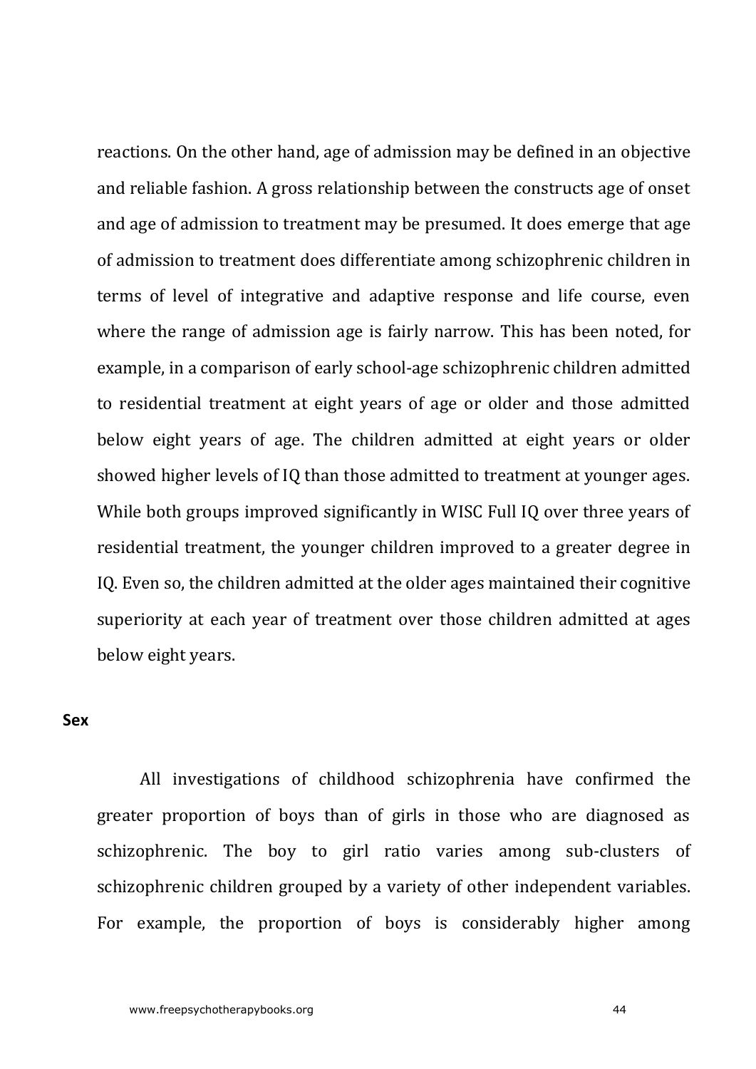reactions. On the other hand, age of admission may be defined in an objective and reliable fashion. A gross relationship between the constructs age of onset and age of admission to treatment may be presumed. It does emerge that age of admission to treatment does differentiate among schizophrenic children in terms of level of integrative and adaptive response and life course, even where the range of admission age is fairly narrow. This has been noted, for example, in a comparison of early school-age schizophrenic children admitted to residential treatment at eight years of age or older and those admitted below eight years of age. The children admitted at eight years or older showed higher levels of IQ than those admitted to treatment at younger ages. While both groups improved significantly in WISC Full IQ over three years of residential treatment, the younger children improved to a greater degree in IQ. Even so, the children admitted at the older ages maintained their cognitive superiority at each year of treatment over those children admitted at ages below eight years.

### Sex

All investigations of childhood schizophrenia have confirmed the greater proportion of boys than of girls in those who are diagnosed as schizophrenic. The boy to girl ratio varies among sub-clusters of schizophrenic children grouped by a variety of other independent variables. For example, the proportion of boys is considerably higher among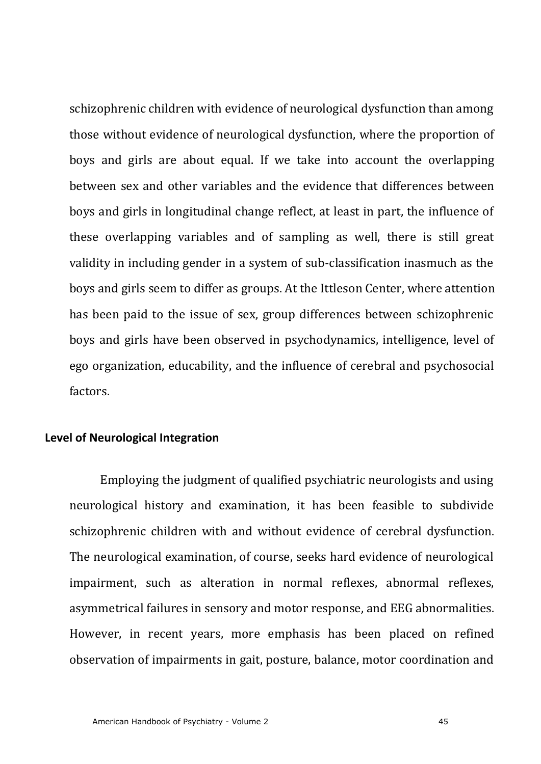schizophrenic children with evidence of neurological dysfunction than among those without evidence of neurological dysfunction, where the proportion of boys and girls are about equal. If we take into account the overlapping between sex and other variables and the evidence that differences between boys and girls in longitudinal change reflect, at least in part, the influence of these overlapping variables and of sampling as well, there is still great validity in including gender in a system of sub-classification inasmuch as the boys and girls seem to differ as groups. At the Ittleson Center, where attention has been paid to the issue of sex, group differences between schizophrenic boys and girls have been observed in psychodynamics, intelligence, level of ego organization, educability, and the influence of cerebral and psychosocial factors.

### Level of Neurological Integration

Employing the judgment of qualified psychiatric neurologists and using neurological history and examination, it has been feasible to subdivide schizophrenic children with and without evidence of cerebral dysfunction. The neurological examination, of course, seeks hard evidence of neurological impairment, such as alteration in normal reflexes, abnormal reflexes, asymmetrical failures in sensory and motor response, and EEG abnormalities. However, in recent years, more emphasis has been placed on refined observation of impairments in gait, posture, balance, motor coordination and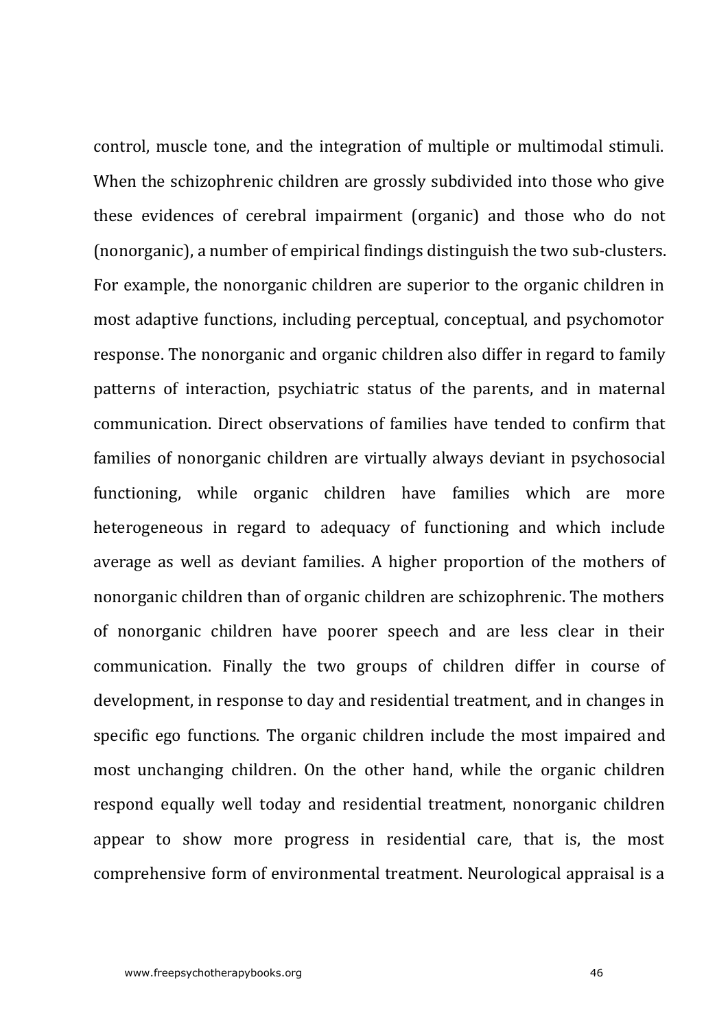control, muscle tone, and the integration of multiple or multimodal stimuli. When the schizophrenic children are grossly subdivided into those who give these evidences of cerebral impairment (organic) and those who do not (nonorganic), a number of empirical findings distinguish the two sub-clusters. For example, the nonorganic children are superior to the organic children in most adaptive functions, including perceptual, conceptual, and psychomotor response. The nonorganic and organic children also differ in regard to family patterns of interaction, psychiatric status of the parents, and in maternal communication. Direct observations of families have tended to confirm that families of nonorganic children are virtually always deviant in psychosocial functioning, while organic children have families which are more heterogeneous in regard to adequacy of functioning and which include average as well as deviant families. A higher proportion of the mothers of nonorganic children than of organic children are schizophrenic. The mothers of nonorganic children have poorer speech and are less clear in their communication. Finally the two groups of children differ in course of development, in response to day and residential treatment, and in changes in specific ego functions. The organic children include the most impaired and most unchanging children. On the other hand, while the organic children respond equally well today and residential treatment, nonorganic children appear to show more progress in residential care, that is, the most comprehensive form of environmental treatment. Neurological appraisal is a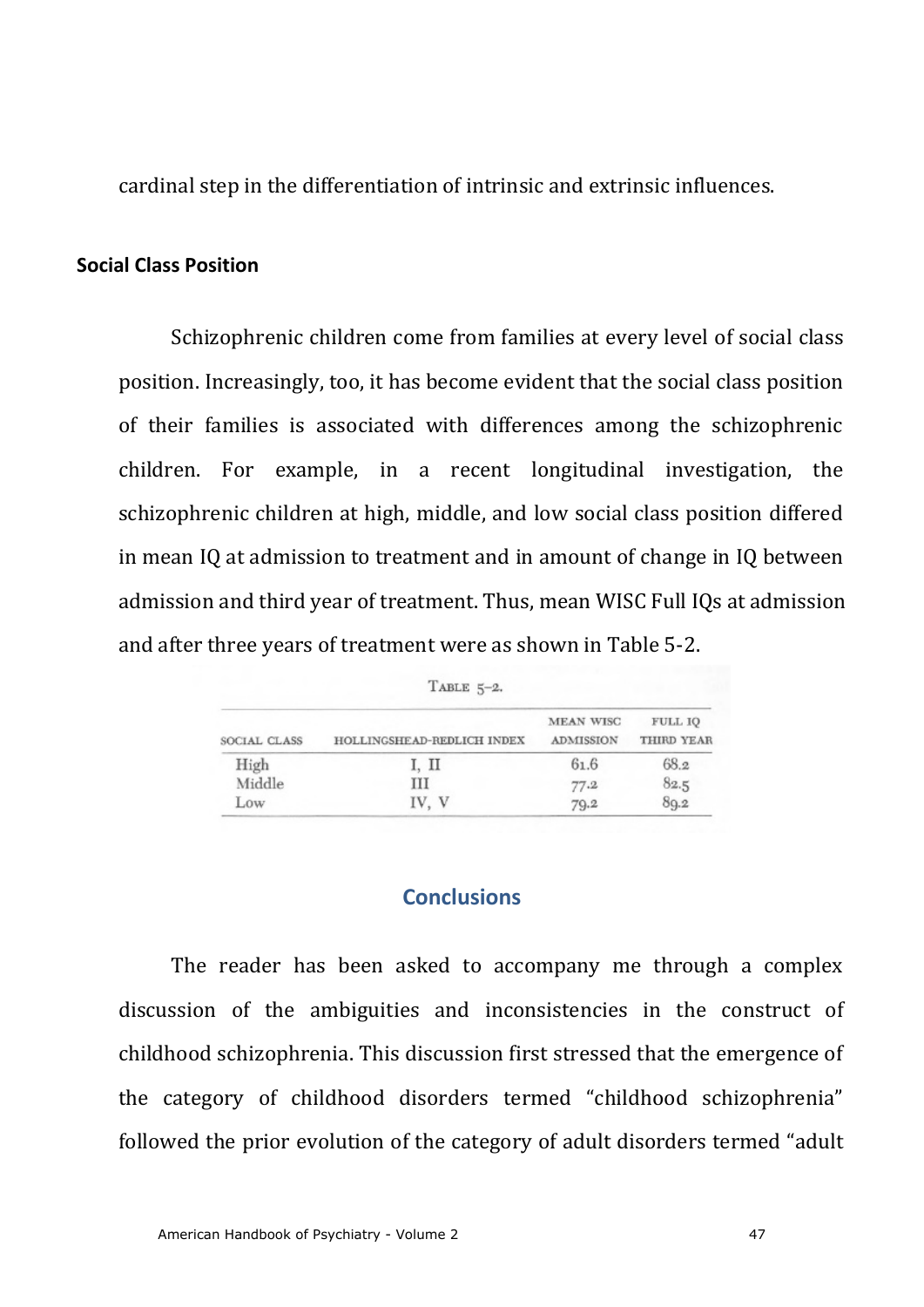cardinal step in the differentiation of intrinsic and extrinsic influences.

### Social Class Position

Schizophrenic children come from families at every level of social class position. Increasingly, too, it has become evident that the social class position of their families is associated with differences among the schizophrenic children. For example, in a recent longitudinal investigation, the schizophrenic children at high, middle, and low social class position differed in mean IQ at admission to treatment and in amount of change in IQ between admission and third year of treatment. Thus, mean WISC Full IQs at admission and after three years of treatment were as shown in Table 5-2.

TABLE 5-2.

| SOCIAL CLASS | HOLLINGSHEAD-REDLICH INDEX | MEAN WISC ADMISSION | FULL IQ THIRD YEAR |
|---|---|---|---|
| High | I, II | 61.6 | 68.2 |
| Middle | III | 77.2 | 82.5 |
| Low | IV, V | 79.2 | 89.2 |

## Conclusions

The reader has been asked to accompany me through a complex discussion of the ambiguities and inconsistencies in the construct of childhood schizophrenia. This discussion first stressed that the emergence of the category of childhood disorders termed “childhood schizophrenia” followed the prior evolution of the category of adult disorders termed “adult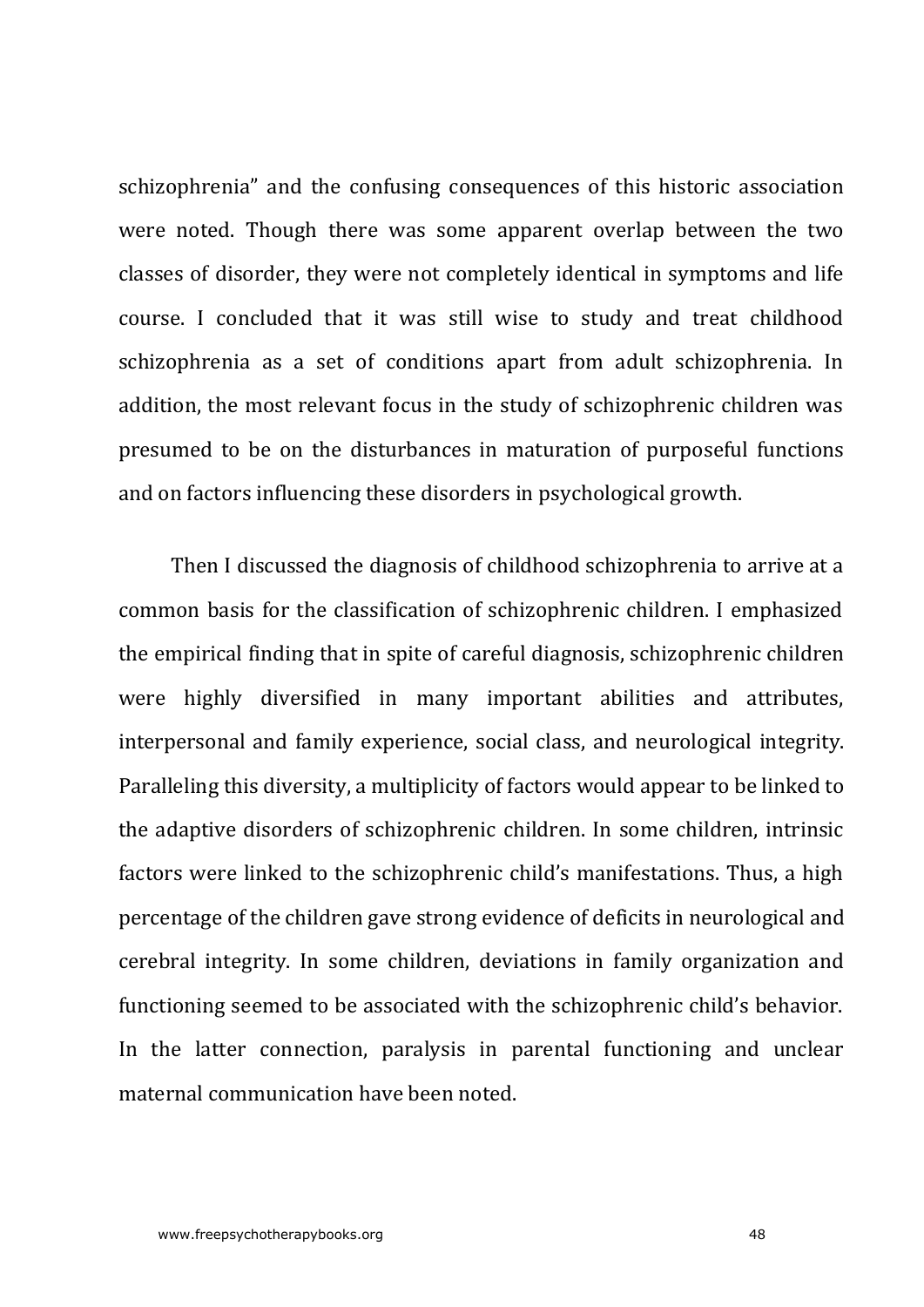schizophrenia" and the confusing consequences of this historic association were noted. Though there was some apparent overlap between the two classes of disorder, they were not completely identical in symptoms and life course. I concluded that it was still wise to study and treat childhood schizophrenia as a set of conditions apart from adult schizophrenia. In addition, the most relevant focus in the study of schizophrenic children was presumed to be on the disturbances in maturation of purposeful functions and on factors influencing these disorders in psychological growth.

Then I discussed the diagnosis of childhood schizophrenia to arrive at a common basis for the classification of schizophrenic children. I emphasized the empirical finding that in spite of careful diagnosis, schizophrenic children were highly diversified in many important abilities and attributes, interpersonal and family experience, social class, and neurological integrity. Paralleling this diversity, a multiplicity of factors would appear to be linked to the adaptive disorders of schizophrenic children. In some children, intrinsic factors were linked to the schizophrenic child's manifestations. Thus, a high percentage of the children gave strong evidence of deficits in neurological and cerebral integrity. In some children, deviations in family organization and functioning seemed to be associated with the schizophrenic child's behavior. In the latter connection, paralysis in parental functioning and unclear maternal communication have been noted.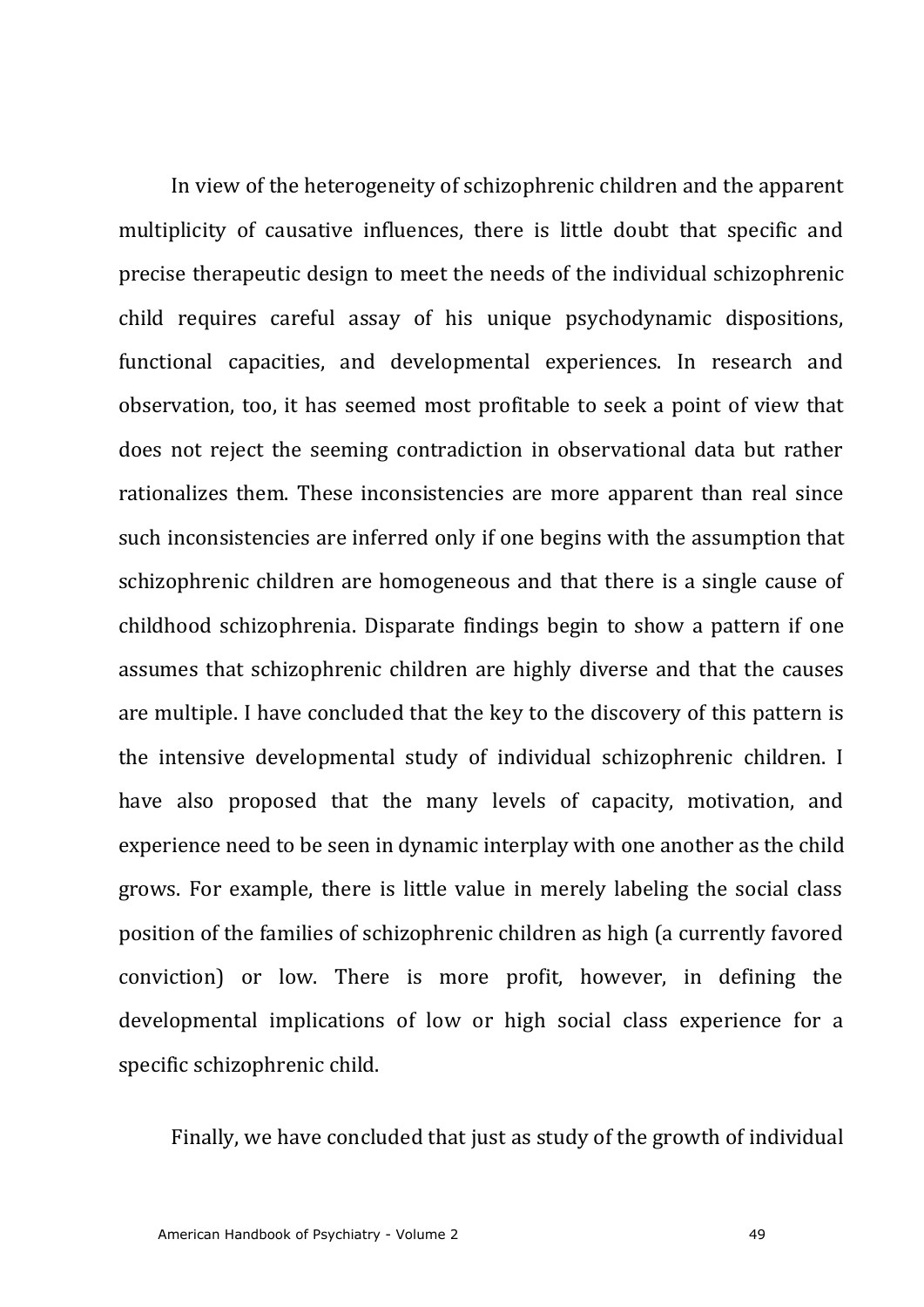In view of the heterogeneity of schizophrenic children and the apparent multiplicity of causative influences, there is little doubt that specific and precise therapeutic design to meet the needs of the individual schizophrenic child requires careful assay of his unique psychodynamic dispositions, functional capacities, and developmental experiences. In research and observation, too, it has seemed most profitable to seek a point of view that does not reject the seeming contradiction in observational data but rather rationalizes them. These inconsistencies are more apparent than real since such inconsistencies are inferred only if one begins with the assumption that schizophrenic children are homogeneous and that there is a single cause of childhood schizophrenia. Disparate findings begin to show a pattern if one assumes that schizophrenic children are highly diverse and that the causes are multiple. I have concluded that the key to the discovery of this pattern is the intensive developmental study of individual schizophrenic children. I have also proposed that the many levels of capacity, motivation, and experience need to be seen in dynamic interplay with one another as the child grows. For example, there is little value in merely labeling the social class position of the families of schizophrenic children as high (a currently favored conviction) or low. There is more profit, however, in defining the developmental implications of low or high social class experience for a specific schizophrenic child.

Finally, we have concluded that just as study of the growth of individual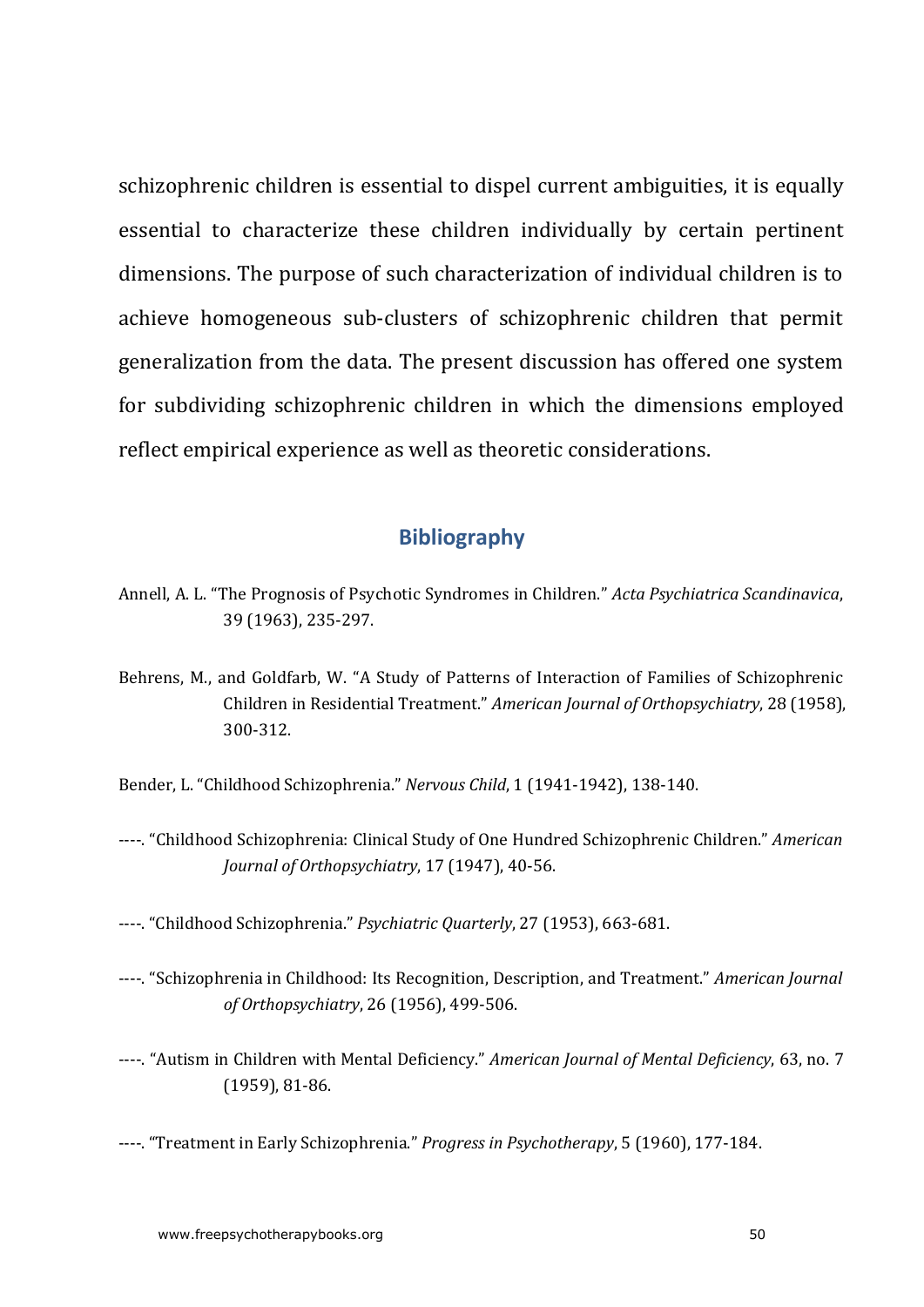schizophrenic children is essential to dispel current ambiguities, it is equally essential to characterize these children individually by certain pertinent dimensions. The purpose of such characterization of individual children is to achieve homogeneous sub-clusters of schizophrenic children that permit generalization from the data. The present discussion has offered one system for subdividing schizophrenic children in which the dimensions employed reflect empirical experience as well as theoretic considerations.

## Bibliography

Annell, A. L. "The Prognosis of Psychotic Syndromes in Children." *Acta Psychiatrica Scandinavica*, 39 (1963), 235-297.

Behrens, M., and Goldfarb, W. "A Study of Patterns of Interaction of Families of Schizophrenic Children in Residential Treatment." *American Journal of Orthopsychiatry*, 28 (1958), 300-312.

Bender, L. "Childhood Schizophrenia." *Nervous Child*, 1 (1941-1942), 138-140.

----. "Childhood Schizophrenia: Clinical Study of One Hundred Schizophrenic Children." *American Journal of Orthopsychiatry*, 17 (1947), 40-56.

----. "Childhood Schizophrenia." *Psychiatric Quarterly*, 27 (1953), 663-681.

----. "Schizophrenia in Childhood: Its Recognition, Description, and Treatment." *American Journal of Orthopsychiatry*, 26 (1956), 499-506.

----. "Autism in Children with Mental Deficiency." *American Journal of Mental Deficiency*, 63, no. 7 (1959), 81-86.

----. "Treatment in Early Schizophrenia." *Progress in Psychotherapy*, 5 (1960), 177-184.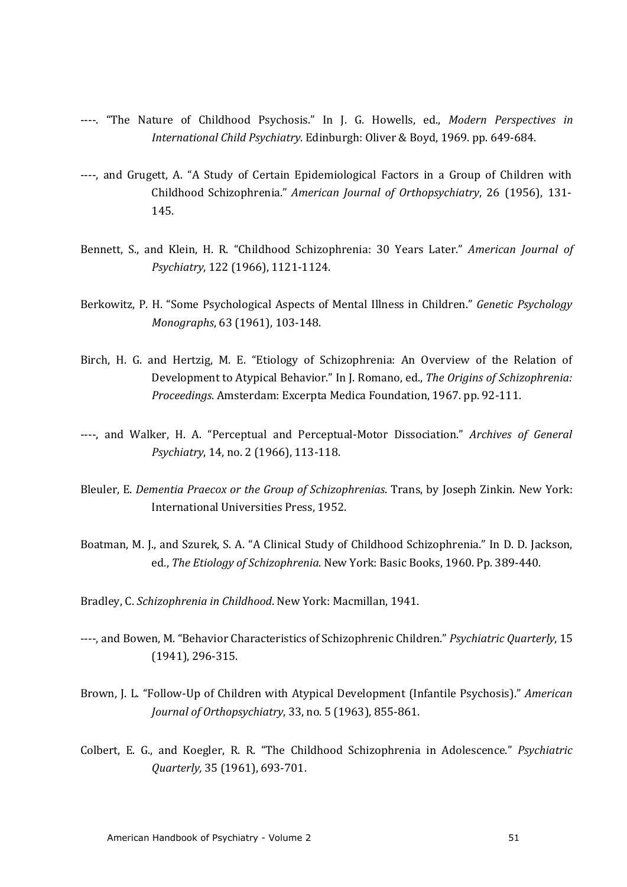----. "The Nature of Childhood Psychosis." In J. G. Howells, ed., *Modern Perspectives in International Child Psychiatry*. Edinburgh: Oliver & Boyd, 1969. pp. 649-684.

----, and Grugett, A. "A Study of Certain Epidemiological Factors in a Group of Children with Childhood Schizophrenia." *American Journal of Orthopsychiatry*, 26 (1956), 131-145.

Bennett, S., and Klein, H. R. "Childhood Schizophrenia: 30 Years Later." *American Journal of Psychiatry*, 122 (1966), 1121-1124.

Berkowitz, P. H. "Some Psychological Aspects of Mental Illness in Children." *Genetic Psychology Monographs*, 63 (1961), 103-148.

Birch, H. G. and Hertzig, M. E. "Etiology of Schizophrenia: An Overview of the Relation of Development to Atypical Behavior." In J. Romano, ed., *The Origins of Schizophrenia: Proceedings*. Amsterdam: Excerpta Medica Foundation, 1967. pp. 92-111.

----, and Walker, H. A. "Perceptual and Perceptual-Motor Dissociation." *Archives of General Psychiatry*, 14, no. 2 (1966), 113-118.

Bleuler, E. *Dementia Praecox or the Group of Schizophrenias*. Trans, by Joseph Zinkin. New York: International Universities Press, 1952.

Boatman, M. J., and Szurek, S. A. "A Clinical Study of Childhood Schizophrenia." In D. D. Jackson, ed., *The Etiology of Schizophrenia*. New York: Basic Books, 1960. Pp. 389-440.

Bradley, C. *Schizophrenia in Childhood*. New York: Macmillan, 1941.

----, and Bowen, M. "Behavior Characteristics of Schizophrenic Children." *Psychiatric Quarterly*, 15 (1941), 296-315.

Brown, J. L. "Follow-Up of Children with Atypical Development (Infantile Psychosis)." *American Journal of Orthopsychiatry*, 33, no. 5 (1963), 855-861.

Colbert, E. G., and Koegler, R. R. "The Childhood Schizophrenia in Adolescence." *Psychiatric Quarterly,* 35 (1961), 693-701.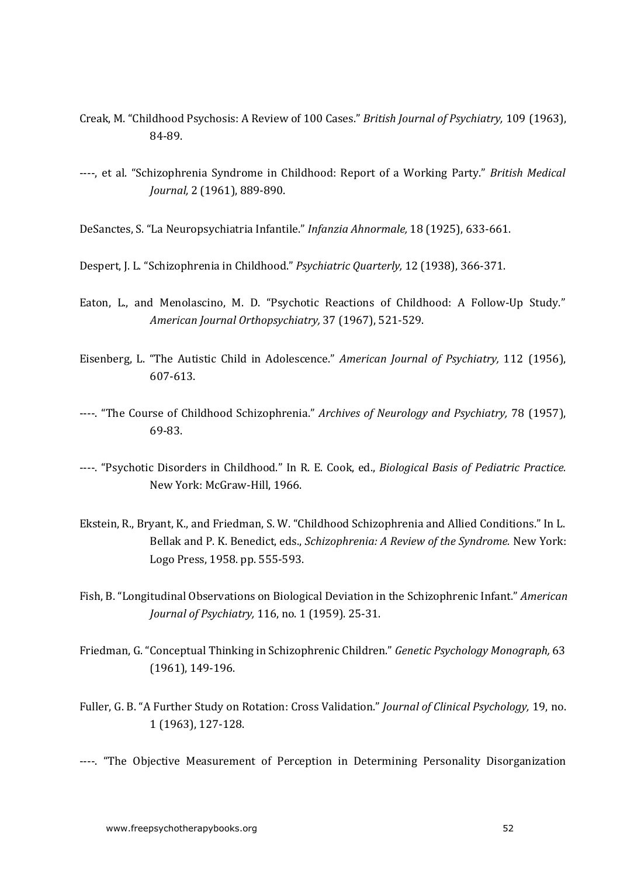Creak, M. "Childhood Psychosis: A Review of 100 Cases." *British Journal of Psychiatry,* 109 (1963), 84-89.

----, et al. "Schizophrenia Syndrome in Childhood: Report of a Working Party." *British Medical Journal,* 2 (1961), 889-890.

DeSanctes, S. "La Neuropsychiatria Infantile." *Infanzia Ahnormale,* 18 (1925), 633-661.

Despert, J. L. "Schizophrenia in Childhood." *Psychiatric Quarterly,* 12 (1938), 366-371.

Eaton, L., and Menolascino, M. D. "Psychotic Reactions of Childhood: A Follow-Up Study." *American Journal Orthopsychiatry,* 37 (1967), 521-529.

Eisenberg, L. "The Autistic Child in Adolescence." *American Journal of Psychiatry,* 112 (1956), 607-613.

----. "The Course of Childhood Schizophrenia." *Archives of Neurology and Psychiatry,* 78 (1957), 69-83.

----. "Psychotic Disorders in Childhood." In R. E. Cook, ed., *Biological Basis of Pediatric Practice.* New York: McGraw-Hill, 1966.

Ekstein, R., Bryant, K., and Friedman, S. W. "Childhood Schizophrenia and Allied Conditions." In L. Bellak and P. K. Benedict, eds., *Schizophrenia: A Review of the Syndrome.* New York: Logo Press, 1958. pp. 555-593.

Fish, B. "Longitudinal Observations on Biological Deviation in the Schizophrenic Infant." *American Journal of Psychiatry,* 116, no. 1 (1959). 25-31.

Friedman, G. "Conceptual Thinking in Schizophrenic Children." *Genetic Psychology Monograph,* 63 (1961), 149-196.

Fuller, G. B. "A Further Study on Rotation: Cross Validation." *Journal of Clinical Psychology,* 19, no. 1 (1963), 127-128.

----. "The Objective Measurement of Perception in Determining Personality Disorganization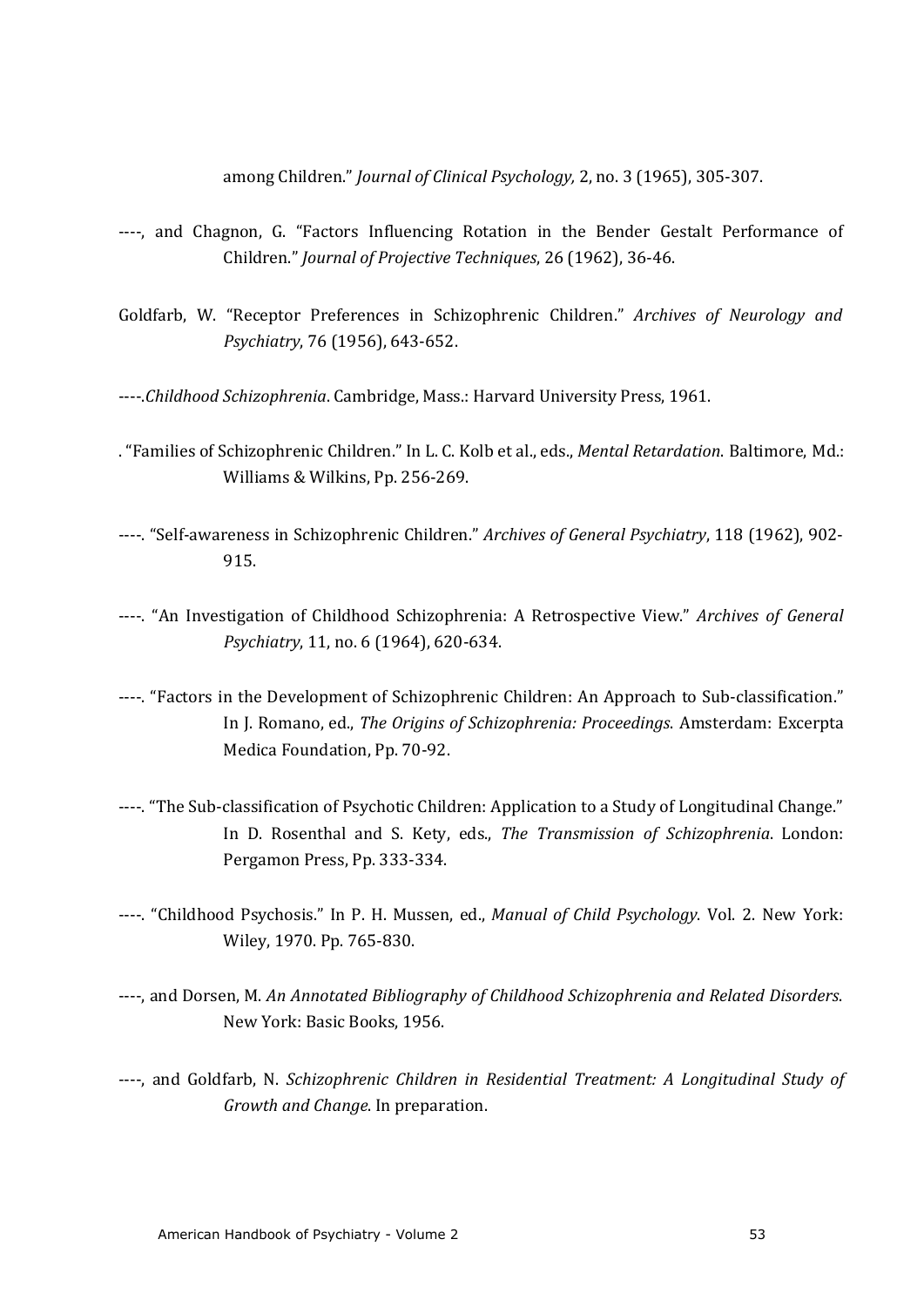among Children." *Journal of Clinical Psychology,* 2, no. 3 (1965), 305-307.

----, and Chagnon, G. "Factors Influencing Rotation in the Bender Gestalt Performance of Children." *Journal of Projective Techniques*, 26 (1962), 36-46.

Goldfarb, W. "Receptor Preferences in Schizophrenic Children." *Archives of Neurology and Psychiatry*, 76 (1956), 643-652.

----.*Childhood Schizophrenia*. Cambridge, Mass.: Harvard University Press, 1961.

. "Families of Schizophrenic Children." In L. C. Kolb et al., eds., *Mental Retardation*. Baltimore, Md.: Williams & Wilkins, Pp. 256-269.

----. "Self-awareness in Schizophrenic Children." *Archives of General Psychiatry*, 118 (1962), 902-915.

----. "An Investigation of Childhood Schizophrenia: A Retrospective View." *Archives of General Psychiatry*, 11, no. 6 (1964), 620-634.

----. "Factors in the Development of Schizophrenic Children: An Approach to Sub-classification." In J. Romano, ed., *The Origins of Schizophrenia: Proceedings*. Amsterdam: Excerpta Medica Foundation, Pp. 70-92.

----. "The Sub-classification of Psychotic Children: Application to a Study of Longitudinal Change." In D. Rosenthal and S. Kety, eds., *The Transmission of Schizophrenia*. London: Pergamon Press, Pp. 333-334.

----. "Childhood Psychosis." In P. H. Mussen, ed., *Manual of Child Psychology*. Vol. 2. New York: Wiley, 1970. Pp. 765-830.

----, and Dorsen, M. *An Annotated Bibliography of Childhood Schizophrenia and Related Disorders*. New York: Basic Books, 1956.

----, and Goldfarb, N. *Schizophrenic Children in Residential Treatment: A Longitudinal Study of Growth and Change*. In preparation.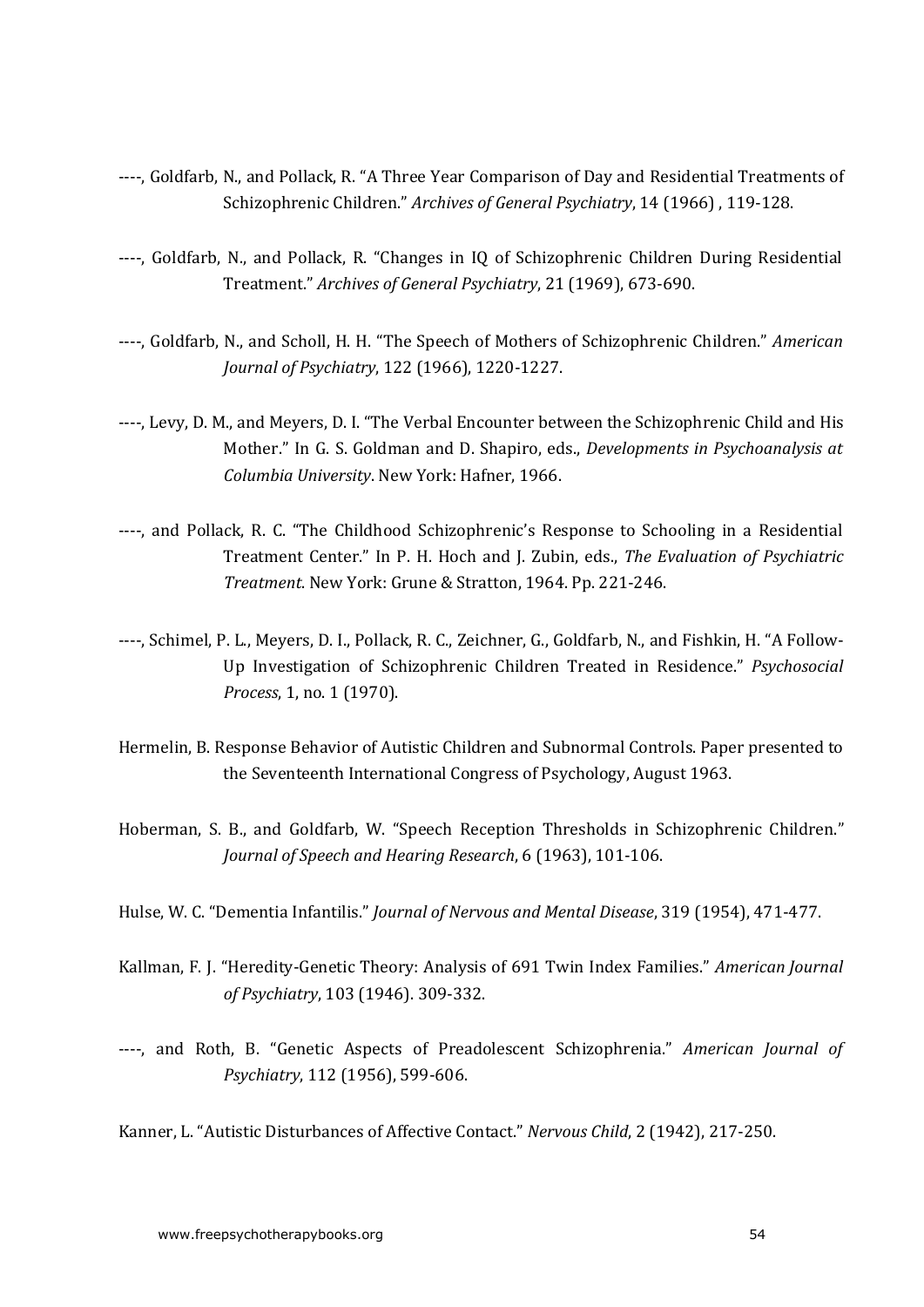----, Goldfarb, N., and Pollack, R. "A Three Year Comparison of Day and Residential Treatments of Schizophrenic Children." *Archives of General Psychiatry*, 14 (1966) , 119-128.

----, Goldfarb, N., and Pollack, R. "Changes in IQ of Schizophrenic Children During Residential Treatment." *Archives of General Psychiatry*, 21 (1969), 673-690.

----, Goldfarb, N., and Scholl, H. H. "The Speech of Mothers of Schizophrenic Children." *American Journal of Psychiatry*, 122 (1966), 1220-1227.

----, Levy, D. M., and Meyers, D. I. "The Verbal Encounter between the Schizophrenic Child and His Mother." In G. S. Goldman and D. Shapiro, eds., *Developments in Psychoanalysis at Columbia University*. New York: Hafner, 1966.

----, and Pollack, R. C. "The Childhood Schizophrenic's Response to Schooling in a Residential Treatment Center." In P. H. Hoch and J. Zubin, eds., *The Evaluation of Psychiatric Treatment*. New York: Grune & Stratton, 1964. Pp. 221-246.

----, Schimel, P. L., Meyers, D. I., Pollack, R. C., Zeichner, G., Goldfarb, N., and Fishkin, H. "A Follow-Up Investigation of Schizophrenic Children Treated in Residence." *Psychosocial Process*, 1, no. 1 (1970).

Hermelin, B. Response Behavior of Autistic Children and Subnormal Controls. Paper presented to the Seventeenth International Congress of Psychology, August 1963.

Hoberman, S. B., and Goldfarb, W. "Speech Reception Thresholds in Schizophrenic Children." *Journal of Speech and Hearing Research*, 6 (1963), 101-106.

Hulse, W. C. "Dementia Infantilis." *Journal of Nervous and Mental Disease*, 319 (1954), 471-477.

Kallman, F. J. "Heredity-Genetic Theory: Analysis of 691 Twin Index Families." *American Journal of Psychiatry*, 103 (1946). 309-332.

----, and Roth, B. "Genetic Aspects of Preadolescent Schizophrenia." *American Journal of Psychiatry*, 112 (1956), 599-606.

Kanner, L. "Autistic Disturbances of Affective Contact." *Nervous Child*, 2 (1942), 217-250.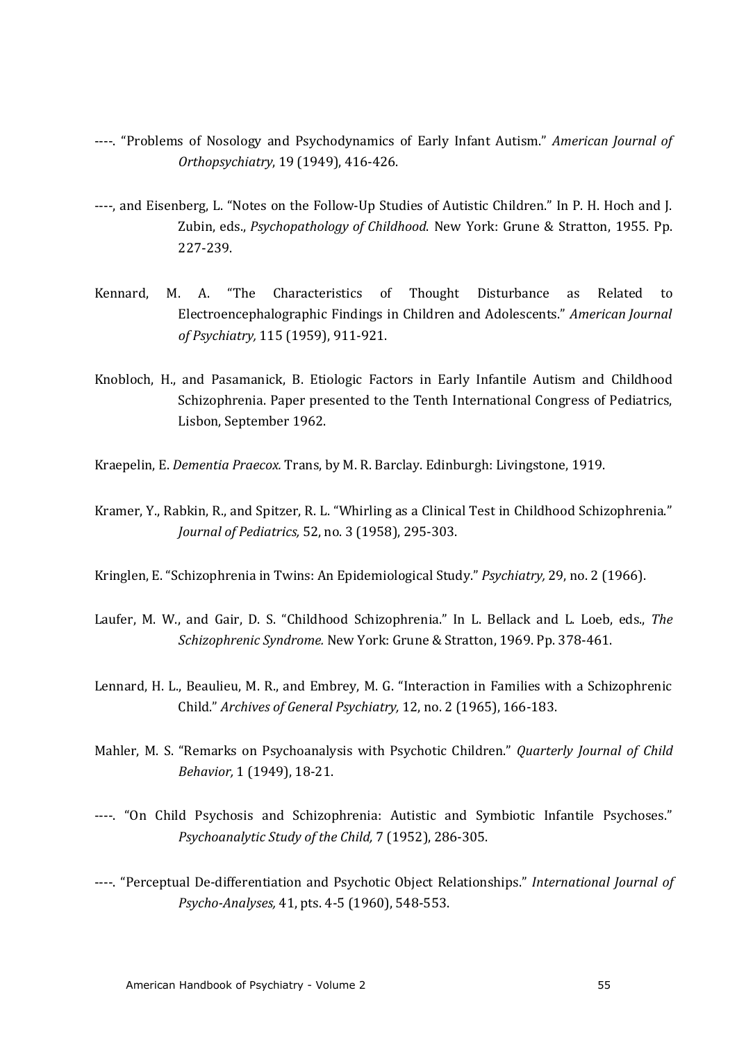----. "Problems of Nosology and Psychodynamics of Early Infant Autism." *American Journal of Orthopsychiatry*, 19 (1949), 416-426.

----, and Eisenberg, L. "Notes on the Follow-Up Studies of Autistic Children." In P. H. Hoch and J. Zubin, eds., *Psychopathology of Childhood*. New York: Grune & Stratton, 1955. Pp. 227-239.

Kennard, M. A. "The Characteristics of Thought Disturbance as Related to Electroencephalographic Findings in Children and Adolescents." *American Journal of Psychiatry,* 115 (1959), 911-921.

Knobloch, H., and Pasamanick, B. Etiologic Factors in Early Infantile Autism and Childhood Schizophrenia. Paper presented to the Tenth International Congress of Pediatrics, Lisbon, September 1962.

Kraepelin, E. *Dementia Praecox.* Trans, by M. R. Barclay. Edinburgh: Livingstone, 1919.

Kramer, Y., Rabkin, R., and Spitzer, R. L. "Whirling as a Clinical Test in Childhood Schizophrenia." *Journal of Pediatrics,* 52, no. 3 (1958), 295-303.

Kringlen, E. "Schizophrenia in Twins: An Epidemiological Study." *Psychiatry,* 29, no. 2 (1966).

Laufer, M. W., and Gair, D. S. "Childhood Schizophrenia." In L. Bellack and L. Loeb, eds., *The Schizophrenic Syndrome.* New York: Grune & Stratton, 1969. Pp. 378-461.

Lennard, H. L., Beaulieu, M. R., and Embrey, M. G. "Interaction in Families with a Schizophrenic Child." *Archives of General Psychiatry,* 12, no. 2 (1965), 166-183.

Mahler, M. S. "Remarks on Psychoanalysis with Psychotic Children." *Quarterly Journal of Child Behavior,* 1 (1949), 18-21.

----. "On Child Psychosis and Schizophrenia: Autistic and Symbiotic Infantile Psychoses." *Psychoanalytic Study of the Child,* 7 (1952), 286-305.

----. "Perceptual De-differentiation and Psychotic Object Relationships." *International Journal of Psycho-Analyses,* 41, pts. 4-5 (1960), 548-553.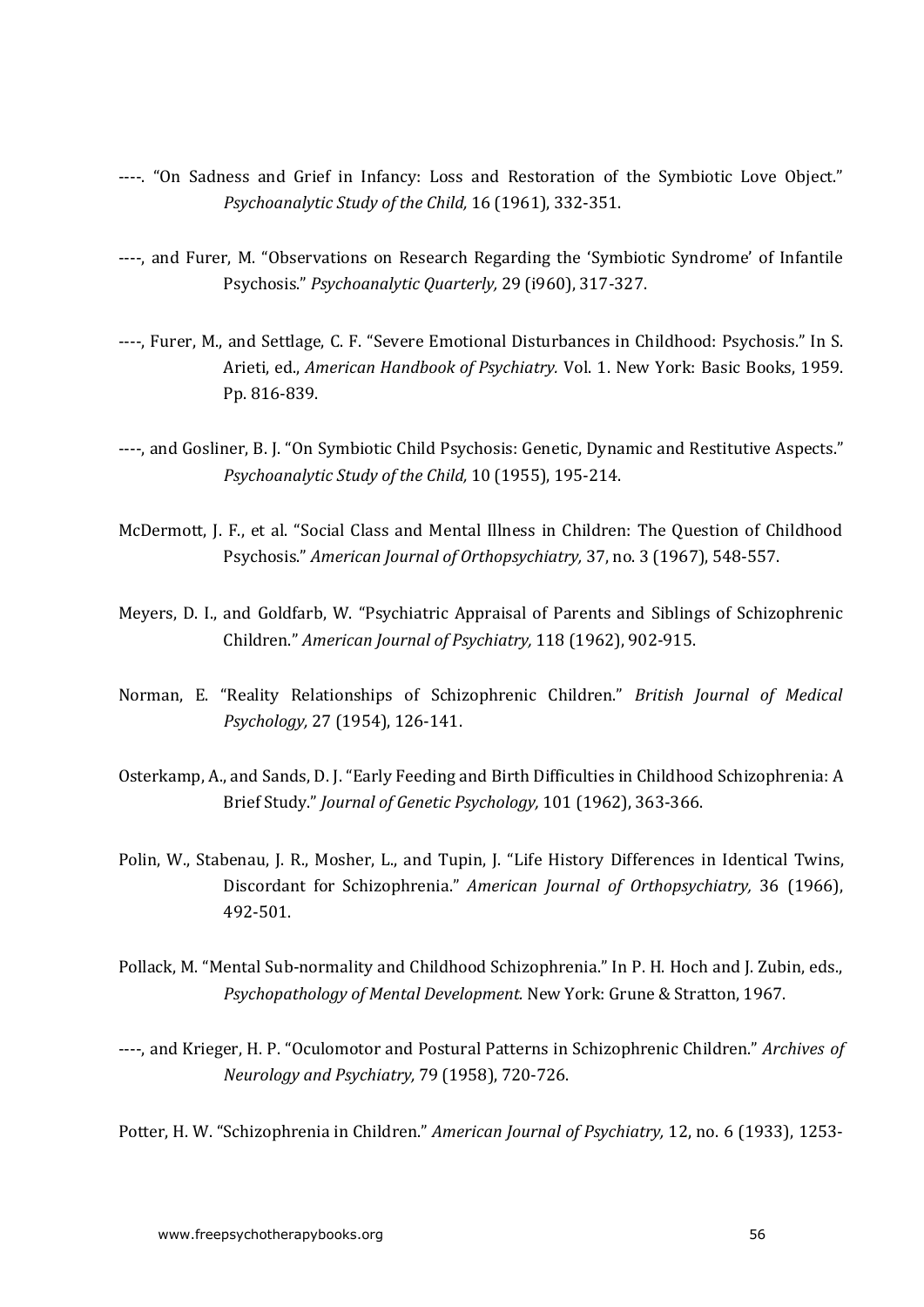----. “On Sadness and Grief in Infancy: Loss and Restoration of the Symbiotic Love Object.” *Psychoanalytic Study of the Child,* 16 (1961), 332-351.

----, and Furer, M. “Observations on Research Regarding the ‘Symbiotic Syndrome’ of Infantile Psychosis.” *Psychoanalytic Quarterly,* 29 (i960), 317-327.

----, Furer, M., and Settlage, C. F. “Severe Emotional Disturbances in Childhood: Psychosis.” In S. Arieti, ed., *American Handbook of Psychiatry.* Vol. 1. New York: Basic Books, 1959. Pp. 816-839.

----, and Gosliner, B. J. “On Symbiotic Child Psychosis: Genetic, Dynamic and Restitutive Aspects.” *Psychoanalytic Study of the Child,* 10 (1955), 195-214.

McDermott, J. F., et al. “Social Class and Mental Illness in Children: The Question of Childhood Psychosis.” *American Journal of Orthopsychiatry,* 37, no. 3 (1967), 548-557.

Meyers, D. I., and Goldfarb, W. “Psychiatric Appraisal of Parents and Siblings of Schizophrenic Children.” *American Journal of Psychiatry,* 118 (1962), 902-915.

Norman, E. “Reality Relationships of Schizophrenic Children.” *British Journal of Medical Psychology,* 27 (1954), 126-141.

Osterkamp, A., and Sands, D. J. “Early Feeding and Birth Difficulties in Childhood Schizophrenia: A Brief Study.” *Journal of Genetic Psychology,* 101 (1962), 363-366.

Polin, W., Stabenau, J. R., Mosher, L., and Tupin, J. “Life History Differences in Identical Twins, Discordant for Schizophrenia.” *American Journal of Orthopsychiatry,* 36 (1966), 492-501.

Pollack, M. “Mental Sub-normality and Childhood Schizophrenia.” In P. H. Hoch and J. Zubin, eds., *Psychopathology of Mental Development.* New York: Grune & Stratton, 1967.

----, and Krieger, H. P. “Oculomotor and Postural Patterns in Schizophrenic Children.” *Archives of Neurology and Psychiatry,* 79 (1958), 720-726.

Potter, H. W. “Schizophrenia in Children.” *American Journal of Psychiatry,* 12, no. 6 (1933), 1253-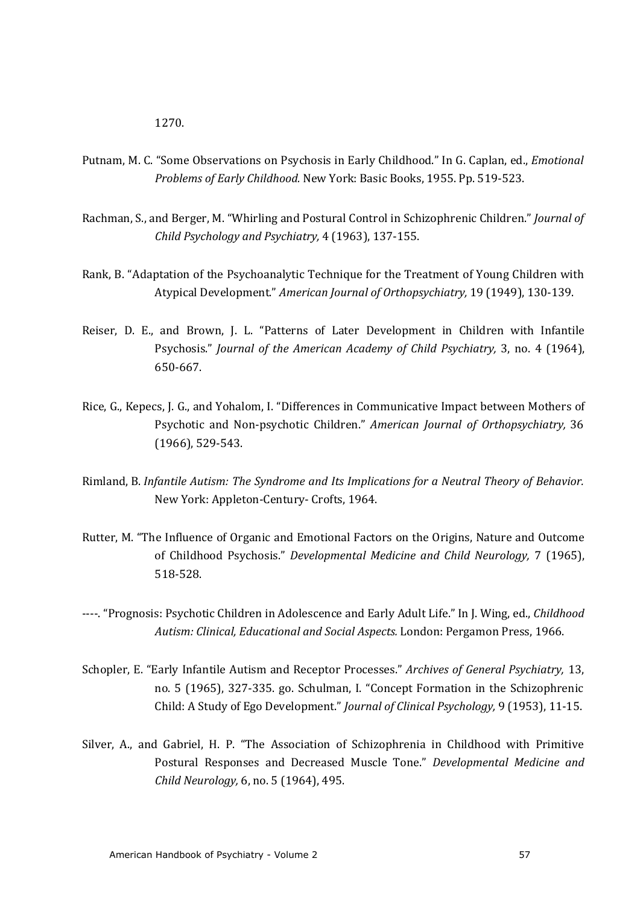1270.

Putnam, M. C. "Some Observations on Psychosis in Early Childhood." In G. Caplan, ed., *Emotional Problems of Early Childhood.* New York: Basic Books, 1955. Pp. 519-523.

Rachman, S., and Berger, M. "Whirling and Postural Control in Schizophrenic Children." *Journal of Child Psychology and Psychiatry,* 4 (1963), 137-155.

Rank, B. "Adaptation of the Psychoanalytic Technique for the Treatment of Young Children with Atypical Development." *American Journal of Orthopsychiatry,* 19 (1949), 130-139.

Reiser, D. E., and Brown, J. L. "Patterns of Later Development in Children with Infantile Psychosis." *Journal of the American Academy of Child Psychiatry,* 3, no. 4 (1964), 650-667.

Rice, G., Kepecs, J. G., and Yohalom, I. "Differences in Communicative Impact between Mothers of Psychotic and Non-psychotic Children." *American Journal of Orthopsychiatry,* 36 (1966), 529-543.

Rimland, B. *Infantile Autism: The Syndrome and Its Implications for a Neutral Theory of Behavior.* New York: Appleton-Century- Crofts, 1964.

Rutter, M. "The Influence of Organic and Emotional Factors on the Origins, Nature and Outcome of Childhood Psychosis." *Developmental Medicine and Child Neurology,* 7 (1965), 518-528.

----. "Prognosis: Psychotic Children in Adolescence and Early Adult Life." In J. Wing, ed., *Childhood Autism: Clinical, Educational and Social Aspects.* London: Pergamon Press, 1966.

Schopler, E. "Early Infantile Autism and Receptor Processes." *Archives of General Psychiatry,* 13, no. 5 (1965), 327-335. go. Schulman, I. "Concept Formation in the Schizophrenic Child: A Study of Ego Development." *Journal of Clinical Psychology,* 9 (1953), 11-15.

Silver, A., and Gabriel, H. P. "The Association of Schizophrenia in Childhood with Primitive Postural Responses and Decreased Muscle Tone." *Developmental Medicine and Child Neurology,* 6, no. 5 (1964), 495.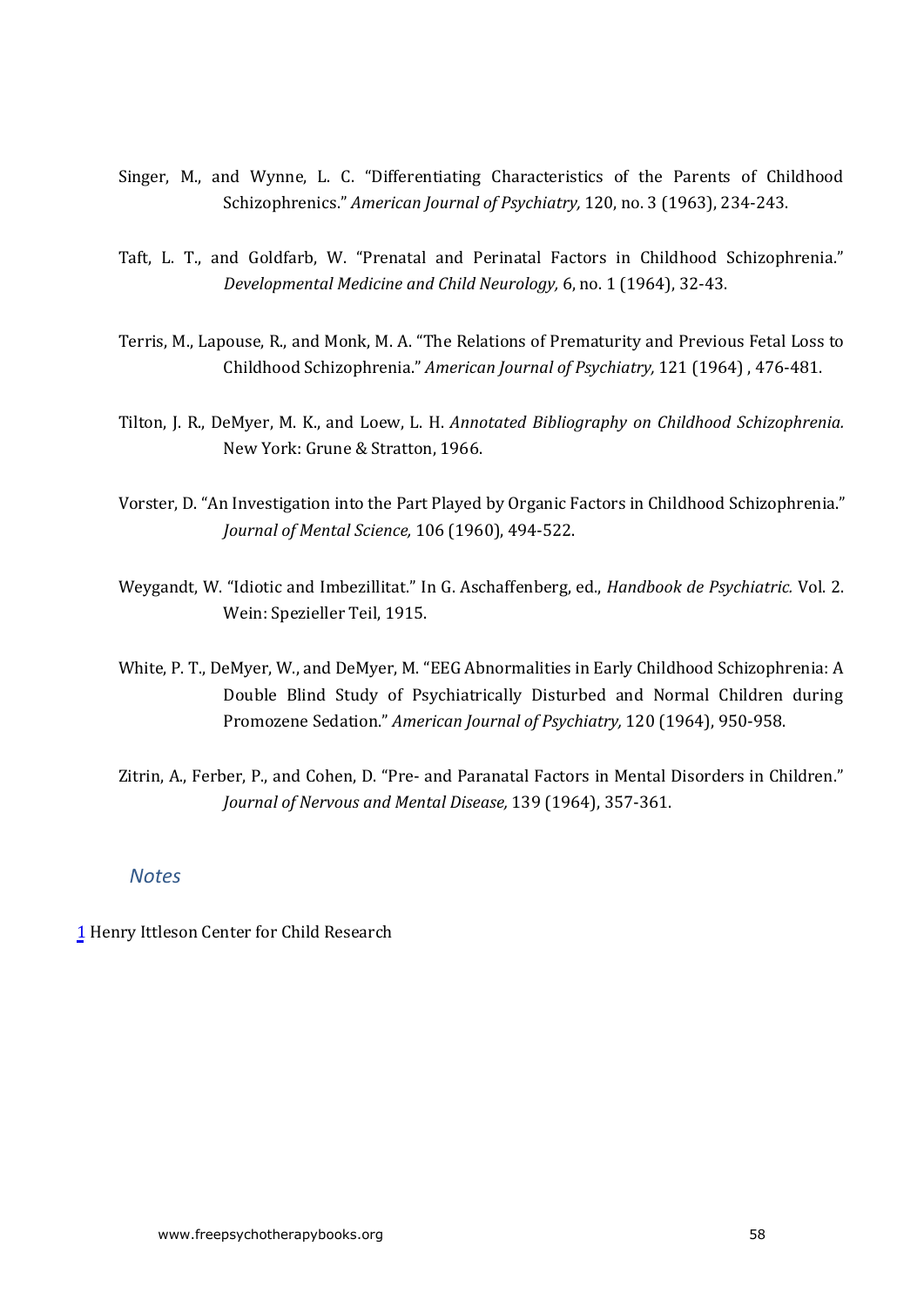Singer, M., and Wynne, L. C. "Differentiating Characteristics of the Parents of Childhood Schizophrenics." *American Journal of Psychiatry,* 120, no. 3 (1963), 234-243.

Taft, L. T., and Goldfarb, W. "Prenatal and Perinatal Factors in Childhood Schizophrenia." *Developmental Medicine and Child Neurology,* 6, no. 1 (1964), 32-43.

Terris, M., Lapouse, R., and Monk, M. A. "The Relations of Prematurity and Previous Fetal Loss to Childhood Schizophrenia." *American Journal of Psychiatry,* 121 (1964) , 476-481.

Tilton, J. R., DeMyer, M. K., and Loew, L. H. *Annotated Bibliography on Childhood Schizophrenia.* New York: Grune & Stratton, 1966.

Vorster, D. "An Investigation into the Part Played by Organic Factors in Childhood Schizophrenia." *Journal of Mental Science,* 106 (1960), 494-522.

Weygandt, W. "Idiotic and Imbezillitat." In G. Aschaffenberg, ed., *Handbook de Psychiatric.* Vol. 2. Wein: Spezieller Teil, 1915.

White, P. T., DeMyer, W., and DeMyer, M. "EEG Abnormalities in Early Childhood Schizophrenia: A Double Blind Study of Psychiatrically Disturbed and Normal Children during Promozene Sedation." *American Journal of Psychiatry,* 120 (1964), 950-958.

Zitrin, A., Ferber, P., and Cohen, D. "Pre- and Paranatal Factors in Mental Disorders in Children." *Journal of Nervous and Mental Disease,* 139 (1964), 357-361.

## Notes

[1] Henry Ittleson Center for Child Research